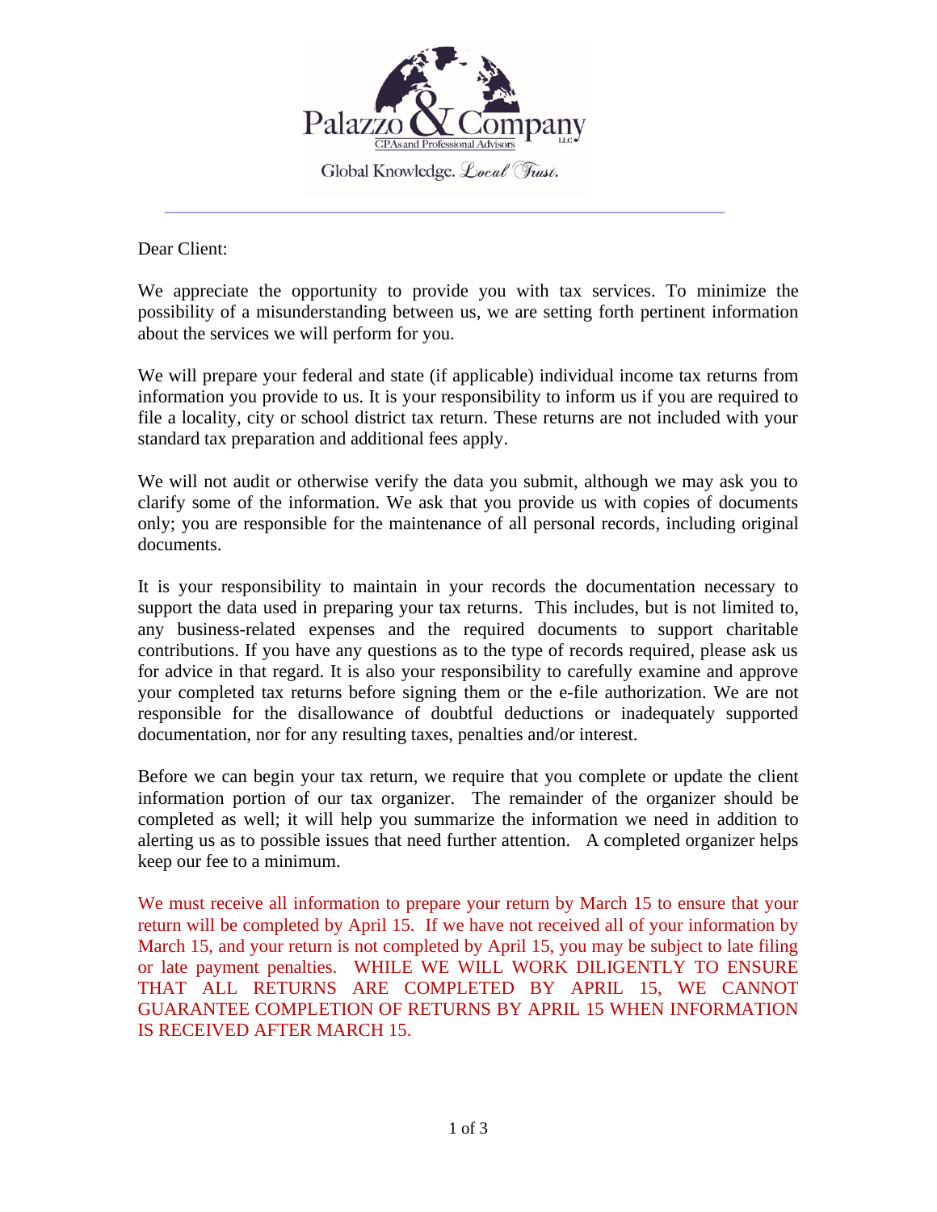Palazzo & Company

CPAs and Professional Advisors

Global Knowledge. *Local Trust.*

---

Dear Client:

We appreciate the opportunity to provide you with tax services. To minimize the possibility of a misunderstanding between us, we are setting forth pertinent information about the services we will perform for you.

We will prepare your federal and state (if applicable) individual income tax returns from information you provide to us. It is your responsibility to inform us if you are required to file a locality, city or school district tax return. These returns are not included with your standard tax preparation and additional fees apply.

We will not audit or otherwise verify the data you submit, although we may ask you to clarify some of the information. We ask that you provide us with copies of documents only; you are responsible for the maintenance of all personal records, including original documents.

It is your responsibility to maintain in your records the documentation necessary to support the data used in preparing your tax returns. This includes, but is not limited to, any business-related expenses and the required documents to support charitable contributions. If you have any questions as to the type of records required, please ask us for advice in that regard. It is also your responsibility to carefully examine and approve your completed tax returns before signing them or the e-file authorization. We are not responsible for the disallowance of doubtful deductions or inadequately supported documentation, nor for any resulting taxes, penalties and/or interest.

Before we can begin your tax return, we require that you complete or update the client information portion of our tax organizer. The remainder of the organizer should be completed as well; it will help you summarize the information we need in addition to alerting us as to possible issues that need further attention. A completed organizer helps keep our fee to a minimum.

We must receive all information to prepare your return by March 15 to ensure that your return will be completed by April 15. If we have not received all of your information by March 15, and your return is not completed by April 15, you may be subject to late filing or late payment penalties. WHILE WE WILL WORK DILIGENTLY TO ENSURE THAT ALL RETURNS ARE COMPLETED BY APRIL 15, WE CANNOT GUARANTEE COMPLETION OF RETURNS BY APRIL 15 WHEN INFORMATION IS RECEIVED AFTER MARCH 15.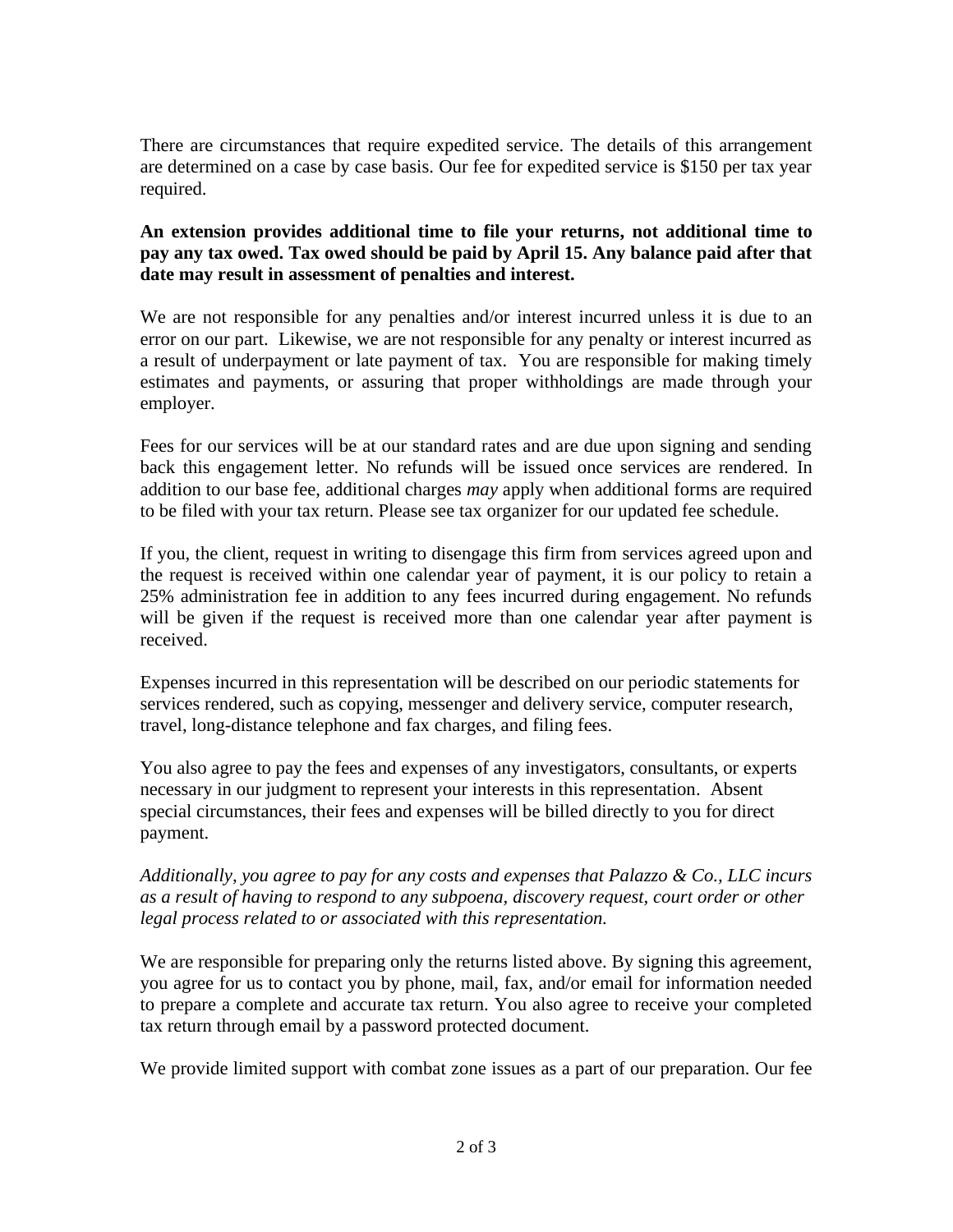There are circumstances that require expedited service. The details of this arrangement are determined on a case by case basis. Our fee for expedited service is $150 per tax year required.

**An extension provides additional time to file your returns, not additional time to pay any tax owed. Tax owed should be paid by April 15. Any balance paid after that date may result in assessment of penalties and interest.**

We are not responsible for any penalties and/or interest incurred unless it is due to an error on our part. Likewise, we are not responsible for any penalty or interest incurred as a result of underpayment or late payment of tax. You are responsible for making timely estimates and payments, or assuring that proper withholdings are made through your employer.

Fees for our services will be at our standard rates and are due upon signing and sending back this engagement letter. No refunds will be issued once services are rendered. In addition to our base fee, additional charges *may* apply when additional forms are required to be filed with your tax return. Please see tax organizer for our updated fee schedule.

If you, the client, request in writing to disengage this firm from services agreed upon and the request is received within one calendar year of payment, it is our policy to retain a 25% administration fee in addition to any fees incurred during engagement. No refunds will be given if the request is received more than one calendar year after payment is received.

Expenses incurred in this representation will be described on our periodic statements for services rendered, such as copying, messenger and delivery service, computer research, travel, long-distance telephone and fax charges, and filing fees.

You also agree to pay the fees and expenses of any investigators, consultants, or experts necessary in our judgment to represent your interests in this representation. Absent special circumstances, their fees and expenses will be billed directly to you for direct payment.

*Additionally, you agree to pay for any costs and expenses that Palazzo & Co., LLC incurs as a result of having to respond to any subpoena, discovery request, court order or other legal process related to or associated with this representation.*

We are responsible for preparing only the returns listed above. By signing this agreement, you agree for us to contact you by phone, mail, fax, and/or email for information needed to prepare a complete and accurate tax return. You also agree to receive your completed tax return through email by a password protected document.

We provide limited support with combat zone issues as a part of our preparation. Our fee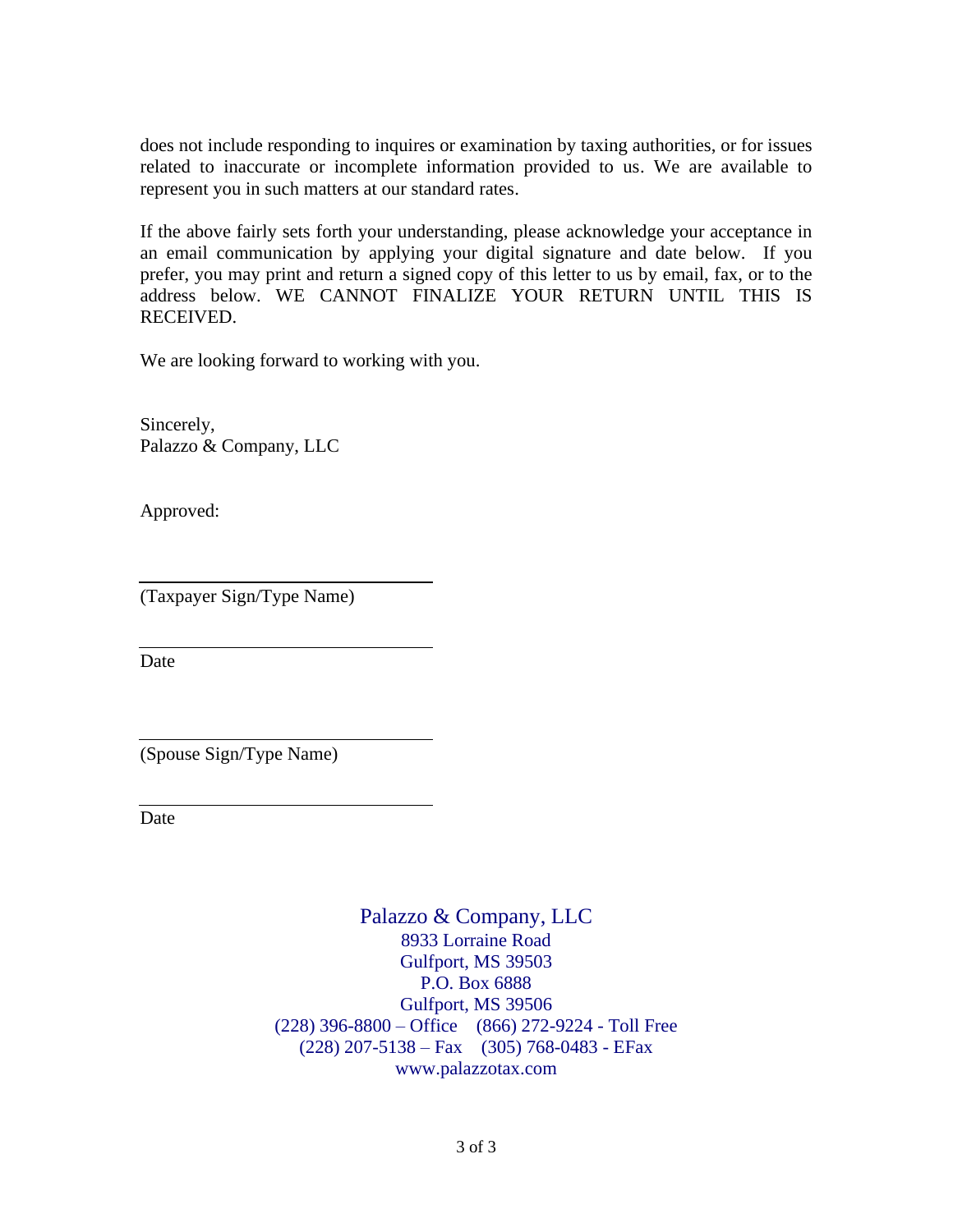does not include responding to inquires or examination by taxing authorities, or for issues related to inaccurate or incomplete information provided to us. We are available to represent you in such matters at our standard rates.

If the above fairly sets forth your understanding, please acknowledge your acceptance in an email communication by applying your digital signature and date below. If you prefer, you may print and return a signed copy of this letter to us by email, fax, or to the address below. WE CANNOT FINALIZE YOUR RETURN UNTIL THIS IS RECEIVED.

We are looking forward to working with you.

Sincerely,
Palazzo & Company, LLC

Approved:

\_\_\_\_\_\_\_\_\_\_\_\_\_\_\_\_\_\_\_\_\_\_\_\_\_\_\_\_\_\_
(Taxpayer Sign/Type Name)

\_\_\_\_\_\_\_\_\_\_\_\_\_\_\_\_\_\_\_\_\_\_\_\_\_\_\_\_\_\_
Date

\_\_\_\_\_\_\_\_\_\_\_\_\_\_\_\_\_\_\_\_\_\_\_\_\_\_\_\_\_\_
(Spouse Sign/Type Name)

\_\_\_\_\_\_\_\_\_\_\_\_\_\_\_\_\_\_\_\_\_\_\_\_\_\_\_\_\_\_
Date

Palazzo & Company, LLC
8933 Lorraine Road
Gulfport, MS 39503
P.O. Box 6888
Gulfport, MS 39506
(228) 396-8800 – Office (866) 272-9224 - Toll Free
(228) 207-5138 – Fax (305) 768-0483 - EFax
www.palazzotax.com